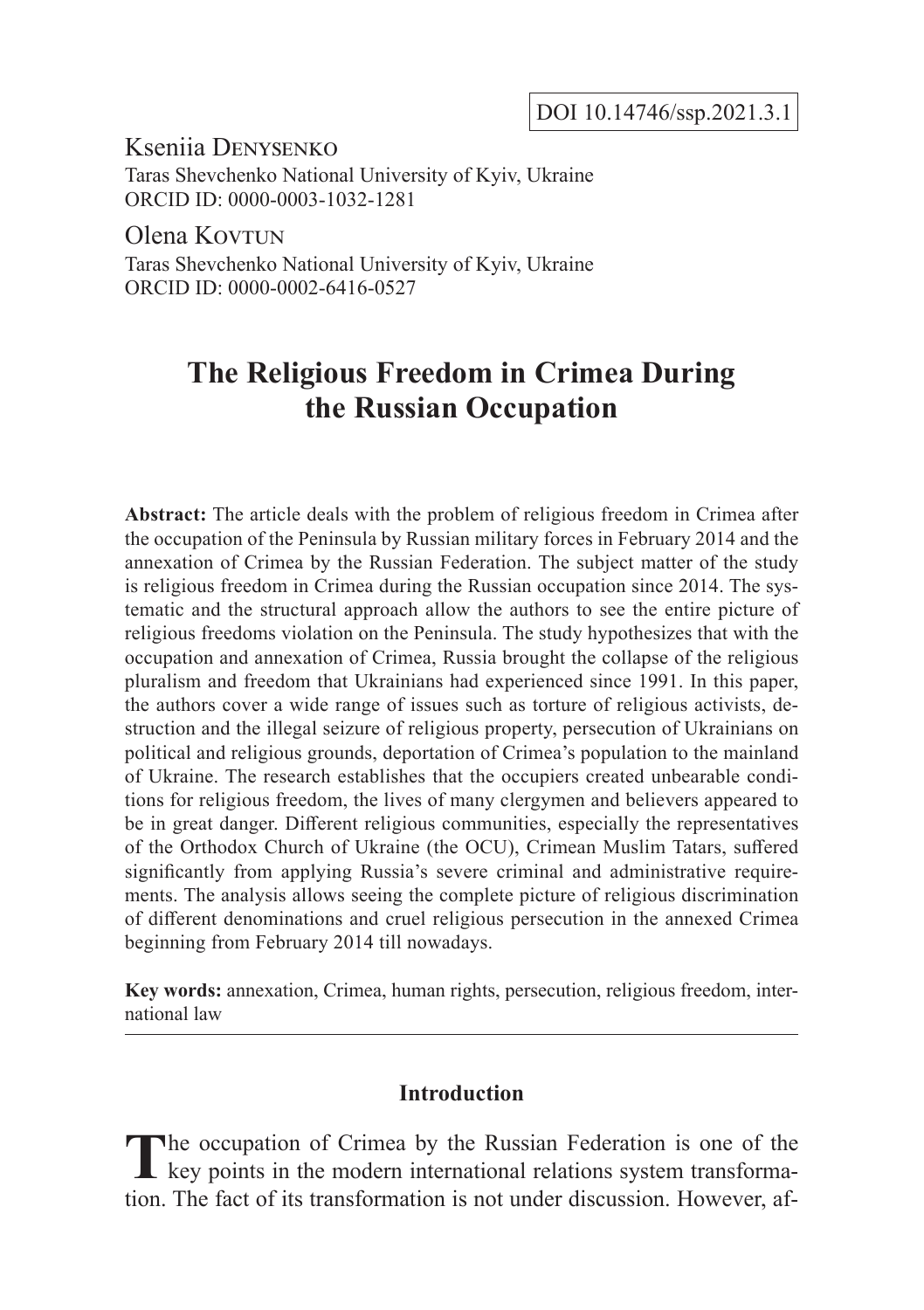DOI 10.14746/ssp.2021.3.1

Kseniia Denysenko
Taras Shevchenko National University of Kyiv, Ukraine
ORCID ID: 0000-0003-1032-1281

Olena Kovtun
Taras Shevchenko National University of Kyiv, Ukraine
ORCID ID: 0000-0002-6416-0527

# The Religious Freedom in Crimea During the Russian Occupation

**Abstract:** The article deals with the problem of religious freedom in Crimea after the occupation of the Peninsula by Russian military forces in February 2014 and the annexation of Crimea by the Russian Federation. The subject matter of the study is religious freedom in Crimea during the Russian occupation since 2014. The systematic and the structural approach allow the authors to see the entire picture of religious freedoms violation on the Peninsula. The study hypothesizes that with the occupation and annexation of Crimea, Russia brought the collapse of the religious pluralism and freedom that Ukrainians had experienced since 1991. In this paper, the authors cover a wide range of issues such as torture of religious activists, destruction and the illegal seizure of religious property, persecution of Ukrainians on political and religious grounds, deportation of Crimea's population to the mainland of Ukraine. The research establishes that the occupiers created unbearable conditions for religious freedom, the lives of many clergymen and believers appeared to be in great danger. Different religious communities, especially the representatives of the Orthodox Church of Ukraine (the OCU), Crimean Muslim Tatars, suffered significantly from applying Russia's severe criminal and administrative requirements. The analysis allows seeing the complete picture of religious discrimination of different denominations and cruel religious persecution in the annexed Crimea beginning from February 2014 till nowadays.

**Key words:** annexation, Crimea, human rights, persecution, religious freedom, international law

## Introduction

The occupation of Crimea by the Russian Federation is one of the key points in the modern international relations system transformation. The fact of its transformation is not under discussion. However, af-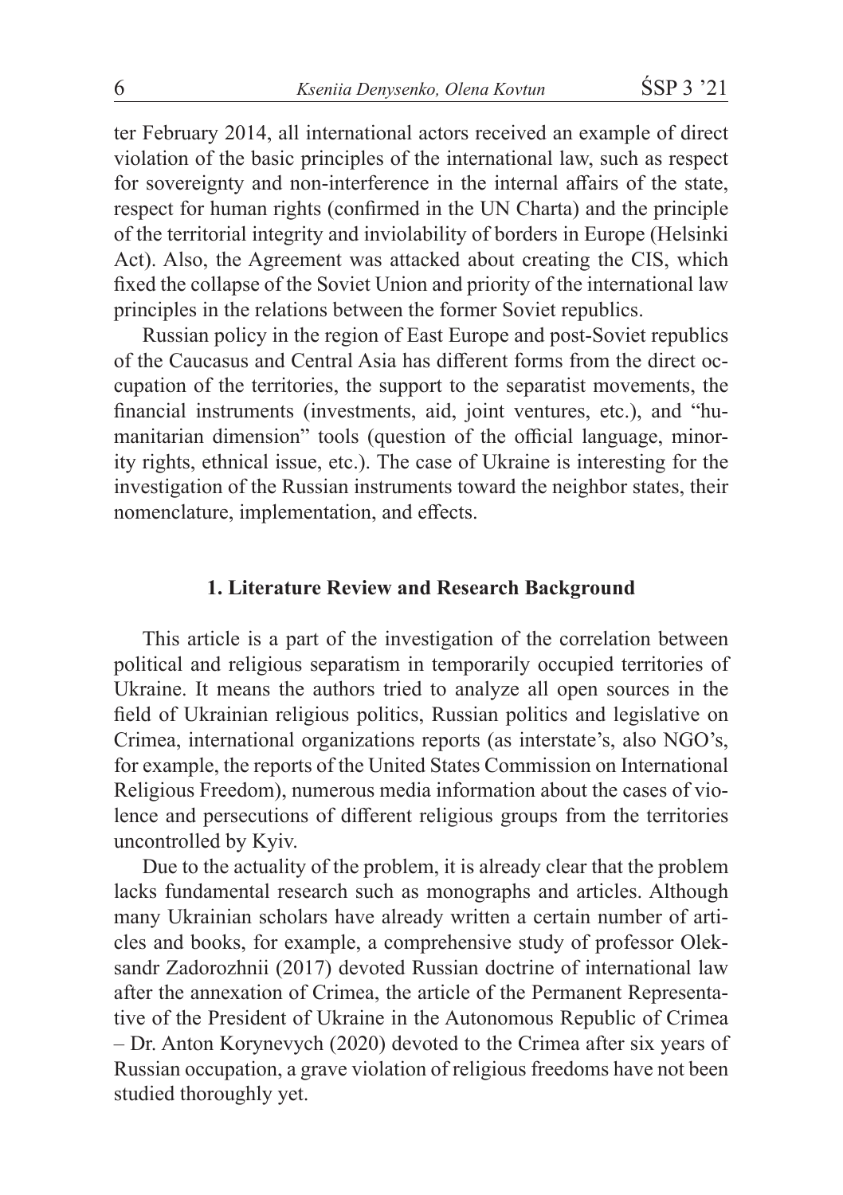ter February 2014, all international actors received an example of direct violation of the basic principles of the international law, such as respect for sovereignty and non-interference in the internal affairs of the state, respect for human rights (confirmed in the UN Charta) and the principle of the territorial integrity and inviolability of borders in Europe (Helsinki Act). Also, the Agreement was attacked about creating the CIS, which fixed the collapse of the Soviet Union and priority of the international law principles in the relations between the former Soviet republics.

Russian policy in the region of East Europe and post-Soviet republics of the Caucasus and Central Asia has different forms from the direct occupation of the territories, the support to the separatist movements, the financial instruments (investments, aid, joint ventures, etc.), and "humanitarian dimension" tools (question of the official language, minority rights, ethnical issue, etc.). The case of Ukraine is interesting for the investigation of the Russian instruments toward the neighbor states, their nomenclature, implementation, and effects.

## 1. Literature Review and Research Background

This article is a part of the investigation of the correlation between political and religious separatism in temporarily occupied territories of Ukraine. It means the authors tried to analyze all open sources in the field of Ukrainian religious politics, Russian politics and legislative on Crimea, international organizations reports (as interstate's, also NGO's, for example, the reports of the United States Commission on International Religious Freedom), numerous media information about the cases of violence and persecutions of different religious groups from the territories uncontrolled by Kyiv.

Due to the actuality of the problem, it is already clear that the problem lacks fundamental research such as monographs and articles. Although many Ukrainian scholars have already written a certain number of articles and books, for example, a comprehensive study of professor Oleksandr Zadorozhnii (2017) devoted Russian doctrine of international law after the annexation of Crimea, the article of the Permanent Representative of the President of Ukraine in the Autonomous Republic of Crimea – Dr. Anton Korynevych (2020) devoted to the Crimea after six years of Russian occupation, a grave violation of religious freedoms have not been studied thoroughly yet.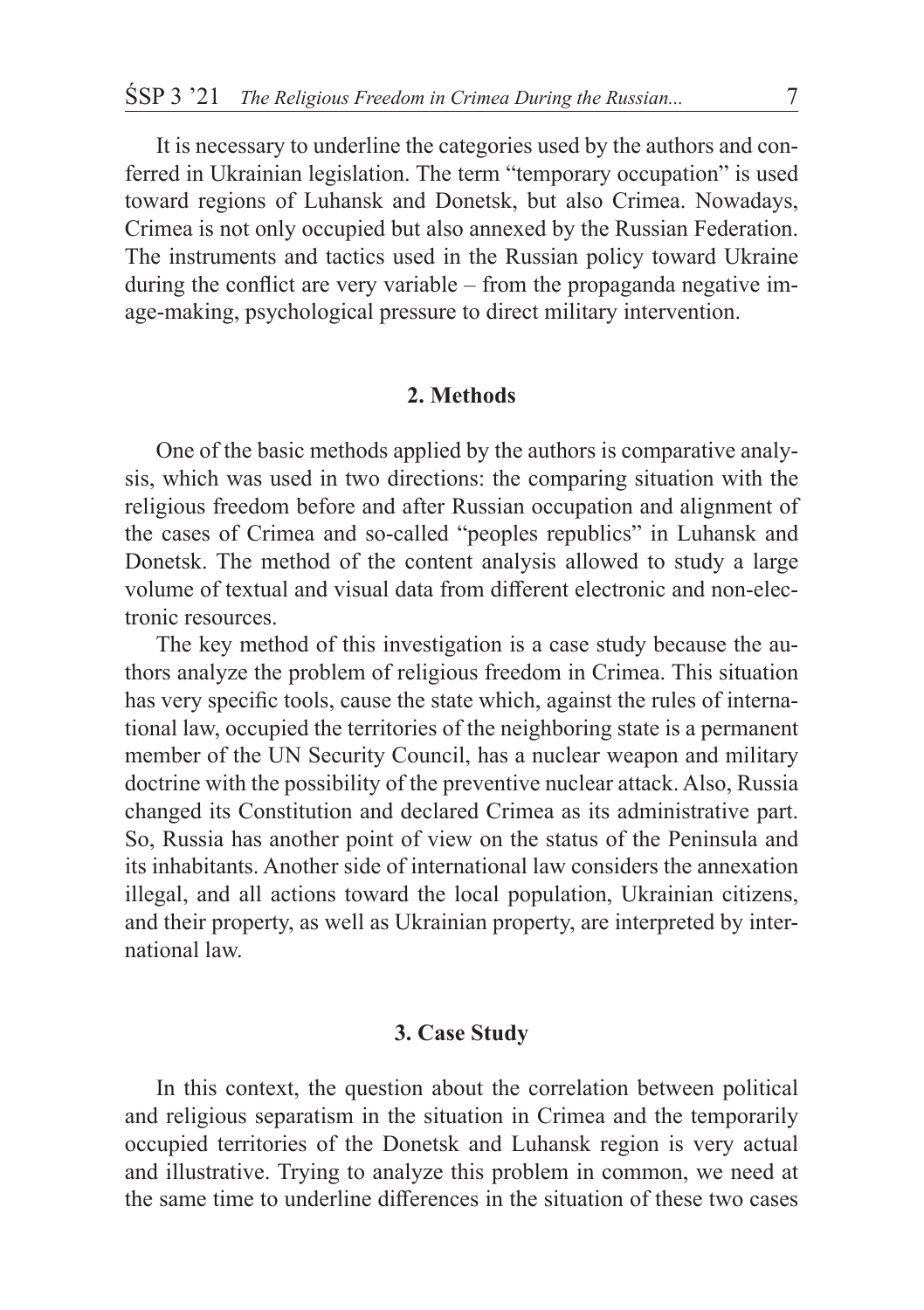It is necessary to underline the categories used by the authors and conferred in Ukrainian legislation. The term "temporary occupation" is used toward regions of Luhansk and Donetsk, but also Crimea. Nowadays, Crimea is not only occupied but also annexed by the Russian Federation. The instruments and tactics used in the Russian policy toward Ukraine during the conflict are very variable – from the propaganda negative image-making, psychological pressure to direct military intervention.

## 2. Methods

One of the basic methods applied by the authors is comparative analysis, which was used in two directions: the comparing situation with the religious freedom before and after Russian occupation and alignment of the cases of Crimea and so-called "peoples republics" in Luhansk and Donetsk. The method of the content analysis allowed to study a large volume of textual and visual data from different electronic and non-electronic resources.

The key method of this investigation is a case study because the authors analyze the problem of religious freedom in Crimea. This situation has very specific tools, cause the state which, against the rules of international law, occupied the territories of the neighboring state is a permanent member of the UN Security Council, has a nuclear weapon and military doctrine with the possibility of the preventive nuclear attack. Also, Russia changed its Constitution and declared Crimea as its administrative part. So, Russia has another point of view on the status of the Peninsula and its inhabitants. Another side of international law considers the annexation illegal, and all actions toward the local population, Ukrainian citizens, and their property, as well as Ukrainian property, are interpreted by international law.

## 3. Case Study

In this context, the question about the correlation between political and religious separatism in the situation in Crimea and the temporarily occupied territories of the Donetsk and Luhansk region is very actual and illustrative. Trying to analyze this problem in common, we need at the same time to underline differences in the situation of these two cases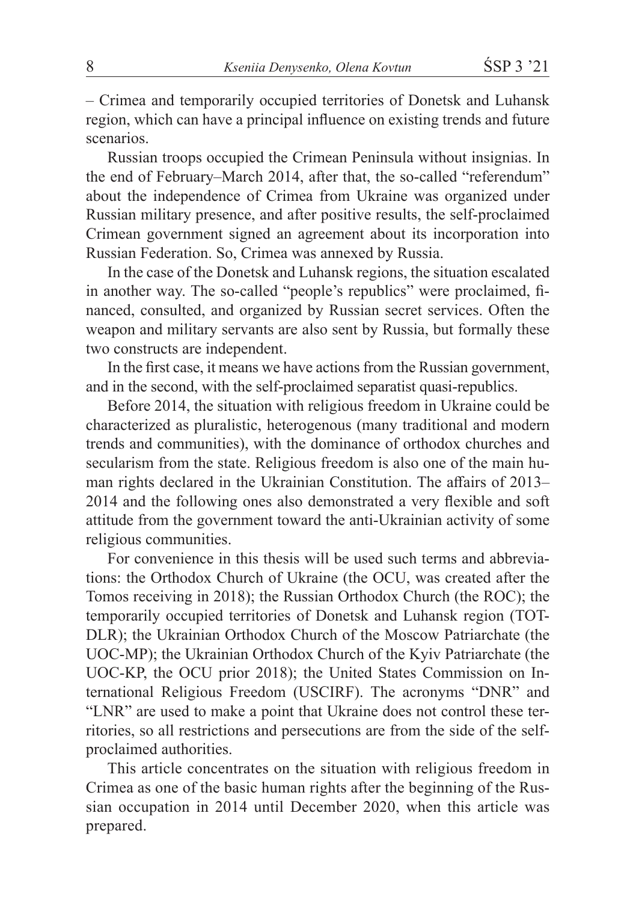– Crimea and temporarily occupied territories of Donetsk and Luhansk region, which can have a principal influence on existing trends and future scenarios.

Russian troops occupied the Crimean Peninsula without insignias. In the end of February–March 2014, after that, the so-called "referendum" about the independence of Crimea from Ukraine was organized under Russian military presence, and after positive results, the self-proclaimed Crimean government signed an agreement about its incorporation into Russian Federation. So, Crimea was annexed by Russia.

In the case of the Donetsk and Luhansk regions, the situation escalated in another way. The so-called "people's republics" were proclaimed, financed, consulted, and organized by Russian secret services. Often the weapon and military servants are also sent by Russia, but formally these two constructs are independent.

In the first case, it means we have actions from the Russian government, and in the second, with the self-proclaimed separatist quasi-republics.

Before 2014, the situation with religious freedom in Ukraine could be characterized as pluralistic, heterogenous (many traditional and modern trends and communities), with the dominance of orthodox churches and secularism from the state. Religious freedom is also one of the main human rights declared in the Ukrainian Constitution. The affairs of 2013–2014 and the following ones also demonstrated a very flexible and soft attitude from the government toward the anti-Ukrainian activity of some religious communities.

For convenience in this thesis will be used such terms and abbreviations: the Orthodox Church of Ukraine (the OCU, was created after the Tomos receiving in 2018); the Russian Orthodox Church (the ROC); the temporarily occupied territories of Donetsk and Luhansk region (TOT-DLR); the Ukrainian Orthodox Church of the Moscow Patriarchate (the UOC-MP); the Ukrainian Orthodox Church of the Kyiv Patriarchate (the UOC-KP, the OCU prior 2018); the United States Commission on International Religious Freedom (USCIRF). The acronyms "DNR" and "LNR" are used to make a point that Ukraine does not control these territories, so all restrictions and persecutions are from the side of the self-proclaimed authorities.

This article concentrates on the situation with religious freedom in Crimea as one of the basic human rights after the beginning of the Russian occupation in 2014 until December 2020, when this article was prepared.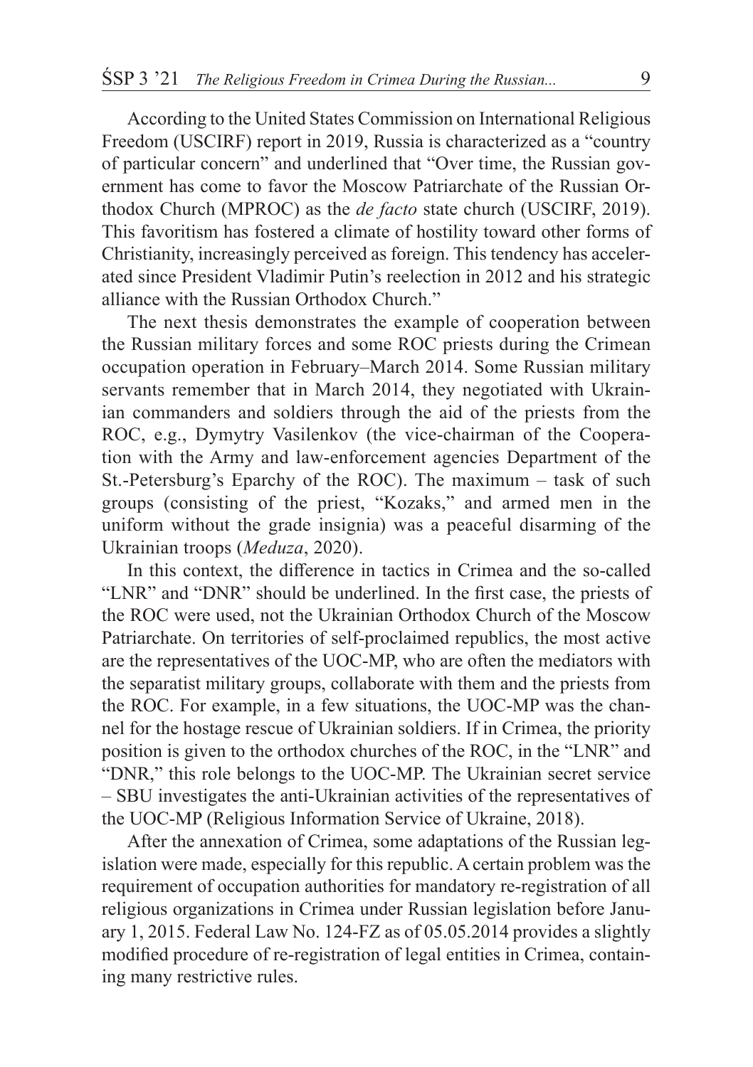According to the United States Commission on International Religious Freedom (USCIRF) report in 2019, Russia is characterized as a "country of particular concern" and underlined that "Over time, the Russian government has come to favor the Moscow Patriarchate of the Russian Orthodox Church (MPROC) as the *de facto* state church (USCIRF, 2019). This favoritism has fostered a climate of hostility toward other forms of Christianity, increasingly perceived as foreign. This tendency has accelerated since President Vladimir Putin's reelection in 2012 and his strategic alliance with the Russian Orthodox Church."

The next thesis demonstrates the example of cooperation between the Russian military forces and some ROC priests during the Crimean occupation operation in February–March 2014. Some Russian military servants remember that in March 2014, they negotiated with Ukrainian commanders and soldiers through the aid of the priests from the ROC, e.g., Dymytry Vasilenkov (the vice-chairman of the Cooperation with the Army and law-enforcement agencies Department of the St.-Petersburg's Eparchy of the ROC). The maximum – task of such groups (consisting of the priest, "Kozaks," and armed men in the uniform without the grade insignia) was a peaceful disarming of the Ukrainian troops (*Meduza*, 2020).

In this context, the difference in tactics in Crimea and the so-called "LNR" and "DNR" should be underlined. In the first case, the priests of the ROC were used, not the Ukrainian Orthodox Church of the Moscow Patriarchate. On territories of self-proclaimed republics, the most active are the representatives of the UOC-MP, who are often the mediators with the separatist military groups, collaborate with them and the priests from the ROC. For example, in a few situations, the UOC-MP was the channel for the hostage rescue of Ukrainian soldiers. If in Crimea, the priority position is given to the orthodox churches of the ROC, in the "LNR" and "DNR," this role belongs to the UOC-MP. The Ukrainian secret service – SBU investigates the anti-Ukrainian activities of the representatives of the UOC-MP (Religious Information Service of Ukraine, 2018).

After the annexation of Crimea, some adaptations of the Russian legislation were made, especially for this republic. A certain problem was the requirement of occupation authorities for mandatory re-registration of all religious organizations in Crimea under Russian legislation before January 1, 2015. Federal Law No. 124-FZ as of 05.05.2014 provides a slightly modified procedure of re-registration of legal entities in Crimea, containing many restrictive rules.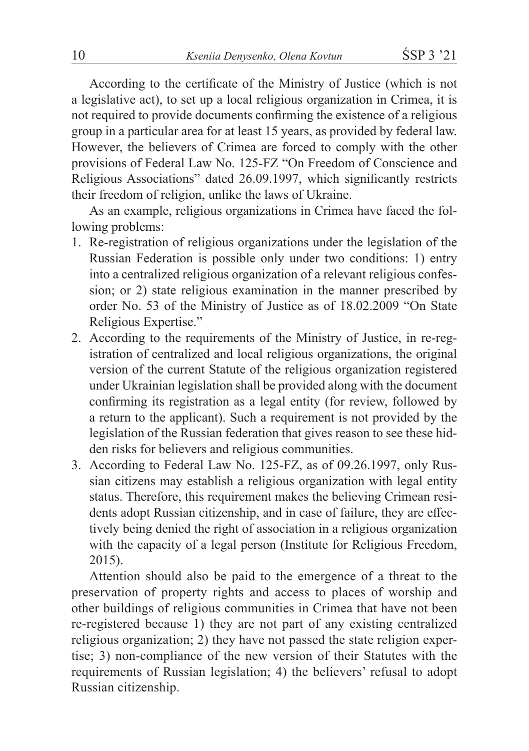According to the certificate of the Ministry of Justice (which is not a legislative act), to set up a local religious organization in Crimea, it is not required to provide documents confirming the existence of a religious group in a particular area for at least 15 years, as provided by federal law. However, the believers of Crimea are forced to comply with the other provisions of Federal Law No. 125-FZ "On Freedom of Conscience and Religious Associations" dated 26.09.1997, which significantly restricts their freedom of religion, unlike the laws of Ukraine.

As an example, religious organizations in Crimea have faced the following problems:

1. Re-registration of religious organizations under the legislation of the Russian Federation is possible only under two conditions: 1) entry into a centralized religious organization of a relevant religious confession; or 2) state religious examination in the manner prescribed by order No. 53 of the Ministry of Justice as of 18.02.2009 "On State Religious Expertise."
2. According to the requirements of the Ministry of Justice, in re-registration of centralized and local religious organizations, the original version of the current Statute of the religious organization registered under Ukrainian legislation shall be provided along with the document confirming its registration as a legal entity (for review, followed by a return to the applicant). Such a requirement is not provided by the legislation of the Russian federation that gives reason to see these hidden risks for believers and religious communities.
3. According to Federal Law No. 125-FZ, as of 09.26.1997, only Russian citizens may establish a religious organization with legal entity status. Therefore, this requirement makes the believing Crimean residents adopt Russian citizenship, and in case of failure, they are effectively being denied the right of association in a religious organization with the capacity of a legal person (Institute for Religious Freedom, 2015).

Attention should also be paid to the emergence of a threat to the preservation of property rights and access to places of worship and other buildings of religious communities in Crimea that have not been re-registered because 1) they are not part of any existing centralized religious organization; 2) they have not passed the state religion expertise; 3) non-compliance of the new version of their Statutes with the requirements of Russian legislation; 4) the believers' refusal to adopt Russian citizenship.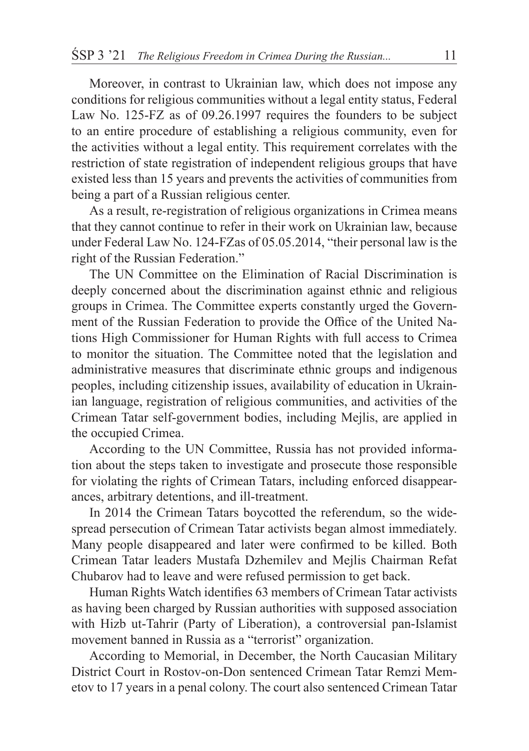Moreover, in contrast to Ukrainian law, which does not impose any conditions for religious communities without a legal entity status, Federal Law No. 125-FZ as of 09.26.1997 requires the founders to be subject to an entire procedure of establishing a religious community, even for the activities without a legal entity. This requirement correlates with the restriction of state registration of independent religious groups that have existed less than 15 years and prevents the activities of communities from being a part of a Russian religious center.

As a result, re-registration of religious organizations in Crimea means that they cannot continue to refer in their work on Ukrainian law, because under Federal Law No. 124-FZas of 05.05.2014, "their personal law is the right of the Russian Federation."

The UN Committee on the Elimination of Racial Discrimination is deeply concerned about the discrimination against ethnic and religious groups in Crimea. The Committee experts constantly urged the Government of the Russian Federation to provide the Office of the United Nations High Commissioner for Human Rights with full access to Crimea to monitor the situation. The Committee noted that the legislation and administrative measures that discriminate ethnic groups and indigenous peoples, including citizenship issues, availability of education in Ukrainian language, registration of religious communities, and activities of the Crimean Tatar self-government bodies, including Mejlis, are applied in the occupied Crimea.

According to the UN Committee, Russia has not provided information about the steps taken to investigate and prosecute those responsible for violating the rights of Crimean Tatars, including enforced disappearances, arbitrary detentions, and ill-treatment.

In 2014 the Crimean Tatars boycotted the referendum, so the widespread persecution of Crimean Tatar activists began almost immediately. Many people disappeared and later were confirmed to be killed. Both Crimean Tatar leaders Mustafa Dzhemilev and Mejlis Chairman Refat Chubarov had to leave and were refused permission to get back.

Human Rights Watch identifies 63 members of Crimean Tatar activists as having been charged by Russian authorities with supposed association with Hizb ut-Tahrir (Party of Liberation), a controversial pan-Islamist movement banned in Russia as a "terrorist" organization.

According to Memorial, in December, the North Caucasian Military District Court in Rostov-on-Don sentenced Crimean Tatar Remzi Memetov to 17 years in a penal colony. The court also sentenced Crimean Tatar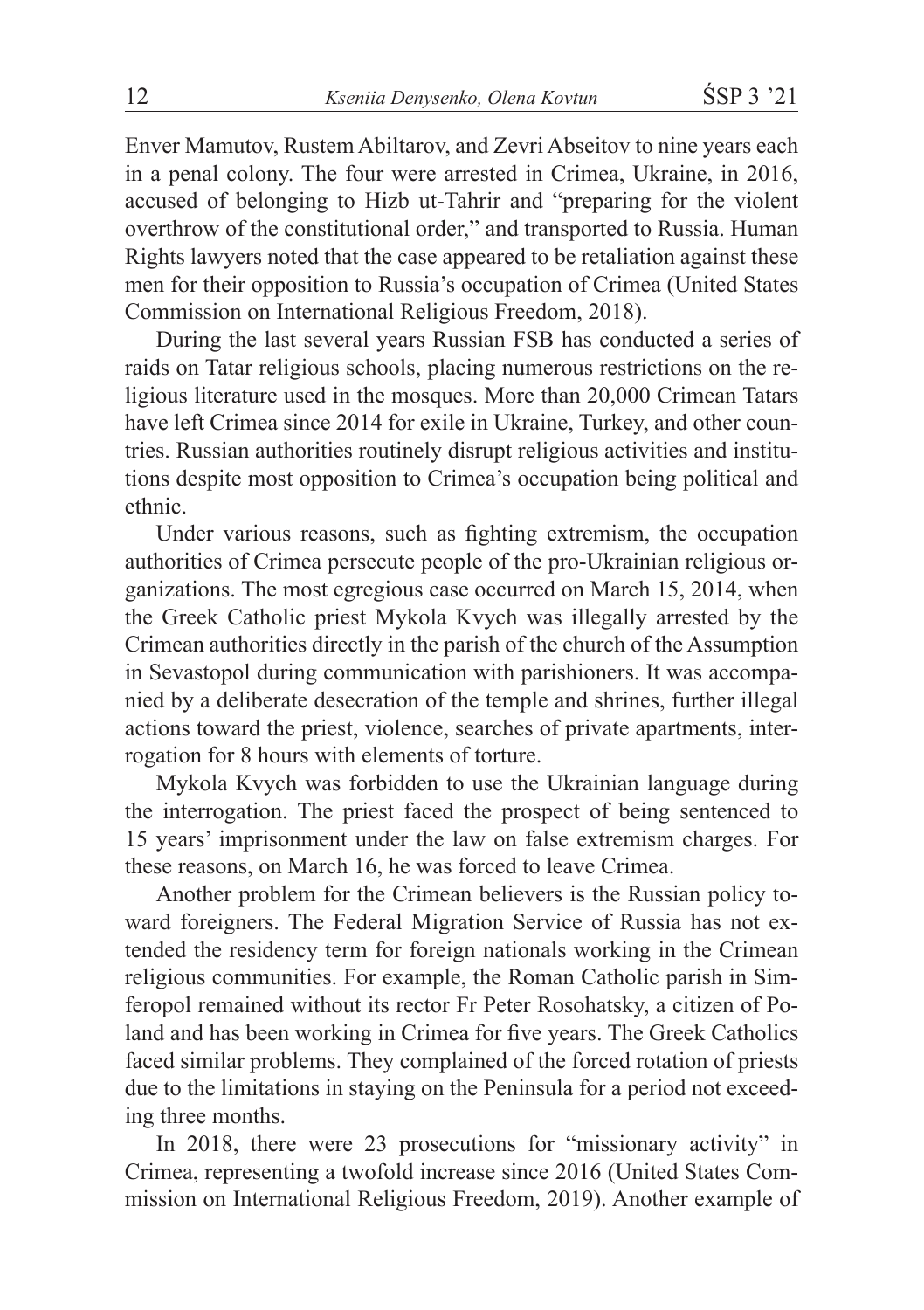Enver Mamutov, Rustem Abiltarov, and Zevri Abseitov to nine years each in a penal colony. The four were arrested in Crimea, Ukraine, in 2016, accused of belonging to Hizb ut-Tahrir and "preparing for the violent overthrow of the constitutional order," and transported to Russia. Human Rights lawyers noted that the case appeared to be retaliation against these men for their opposition to Russia's occupation of Crimea (United States Commission on International Religious Freedom, 2018).

During the last several years Russian FSB has conducted a series of raids on Tatar religious schools, placing numerous restrictions on the religious literature used in the mosques. More than 20,000 Crimean Tatars have left Crimea since 2014 for exile in Ukraine, Turkey, and other countries. Russian authorities routinely disrupt religious activities and institutions despite most opposition to Crimea's occupation being political and ethnic.

Under various reasons, such as fighting extremism, the occupation authorities of Crimea persecute people of the pro-Ukrainian religious organizations. The most egregious case occurred on March 15, 2014, when the Greek Catholic priest Mykola Kvych was illegally arrested by the Crimean authorities directly in the parish of the church of the Assumption in Sevastopol during communication with parishioners. It was accompanied by a deliberate desecration of the temple and shrines, further illegal actions toward the priest, violence, searches of private apartments, interrogation for 8 hours with elements of torture.

Mykola Kvych was forbidden to use the Ukrainian language during the interrogation. The priest faced the prospect of being sentenced to 15 years' imprisonment under the law on false extremism charges. For these reasons, on March 16, he was forced to leave Crimea.

Another problem for the Crimean believers is the Russian policy toward foreigners. The Federal Migration Service of Russia has not extended the residency term for foreign nationals working in the Crimean religious communities. For example, the Roman Catholic parish in Simferopol remained without its rector Fr Peter Rosohatsky, a citizen of Poland and has been working in Crimea for five years. The Greek Catholics faced similar problems. They complained of the forced rotation of priests due to the limitations in staying on the Peninsula for a period not exceeding three months.

In 2018, there were 23 prosecutions for "missionary activity" in Crimea, representing a twofold increase since 2016 (United States Commission on International Religious Freedom, 2019). Another example of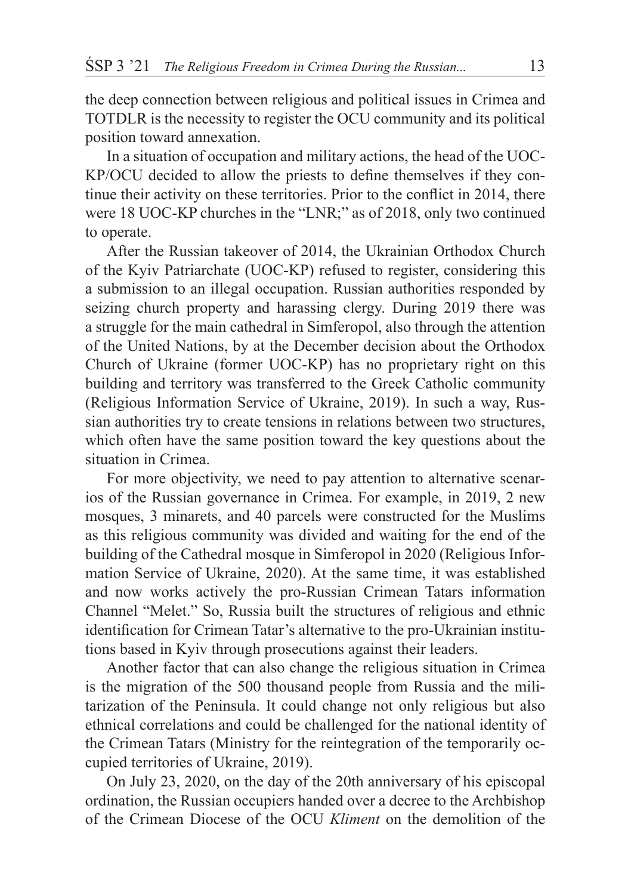the deep connection between religious and political issues in Crimea and TOTDLR is the necessity to register the OCU community and its political position toward annexation.

In a situation of occupation and military actions, the head of the UOC-KP/OCU decided to allow the priests to define themselves if they continue their activity on these territories. Prior to the conflict in 2014, there were 18 UOC-KP churches in the "LNR;" as of 2018, only two continued to operate.

After the Russian takeover of 2014, the Ukrainian Orthodox Church of the Kyiv Patriarchate (UOC-KP) refused to register, considering this a submission to an illegal occupation. Russian authorities responded by seizing church property and harassing clergy. During 2019 there was a struggle for the main cathedral in Simferopol, also through the attention of the United Nations, by at the December decision about the Orthodox Church of Ukraine (former UOC-KP) has no proprietary right on this building and territory was transferred to the Greek Catholic community (Religious Information Service of Ukraine, 2019). In such a way, Russian authorities try to create tensions in relations between two structures, which often have the same position toward the key questions about the situation in Crimea.

For more objectivity, we need to pay attention to alternative scenarios of the Russian governance in Crimea. For example, in 2019, 2 new mosques, 3 minarets, and 40 parcels were constructed for the Muslims as this religious community was divided and waiting for the end of the building of the Cathedral mosque in Simferopol in 2020 (Religious Information Service of Ukraine, 2020). At the same time, it was established and now works actively the pro-Russian Crimean Tatars information Channel "Melet." So, Russia built the structures of religious and ethnic identification for Crimean Tatar's alternative to the pro-Ukrainian institutions based in Kyiv through prosecutions against their leaders.

Another factor that can also change the religious situation in Crimea is the migration of the 500 thousand people from Russia and the militarization of the Peninsula. It could change not only religious but also ethnical correlations and could be challenged for the national identity of the Crimean Tatars (Ministry for the reintegration of the temporarily occupied territories of Ukraine, 2019).

On July 23, 2020, on the day of the 20th anniversary of his episcopal ordination, the Russian occupiers handed over a decree to the Archbishop of the Crimean Diocese of the OCU *Kliment* on the demolition of the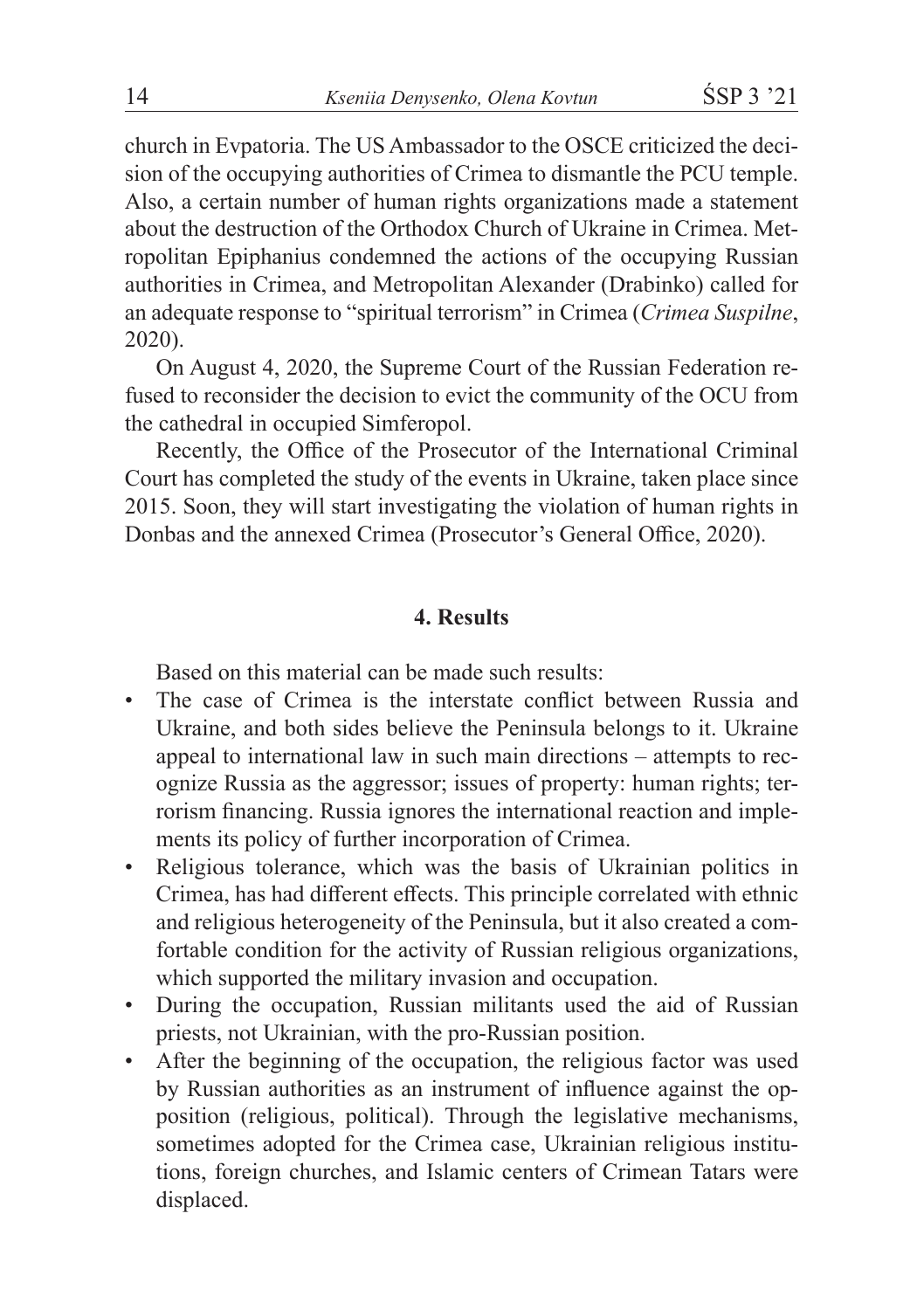church in Evpatoria. The US Ambassador to the OSCE criticized the decision of the occupying authorities of Crimea to dismantle the PCU temple. Also, a certain number of human rights organizations made a statement about the destruction of the Orthodox Church of Ukraine in Crimea. Metropolitan Epiphanius condemned the actions of the occupying Russian authorities in Crimea, and Metropolitan Alexander (Drabinko) called for an adequate response to "spiritual terrorism" in Crimea (*Crimea Suspilne*, 2020).

On August 4, 2020, the Supreme Court of the Russian Federation refused to reconsider the decision to evict the community of the OCU from the cathedral in occupied Simferopol.

Recently, the Office of the Prosecutor of the International Criminal Court has completed the study of the events in Ukraine, taken place since 2015. Soon, they will start investigating the violation of human rights in Donbas and the annexed Crimea (Prosecutor's General Office, 2020).

## 4. Results

Based on this material can be made such results:

- The case of Crimea is the interstate conflict between Russia and Ukraine, and both sides believe the Peninsula belongs to it. Ukraine appeal to international law in such main directions – attempts to recognize Russia as the aggressor; issues of property: human rights; terrorism financing. Russia ignores the international reaction and implements its policy of further incorporation of Crimea.
- Religious tolerance, which was the basis of Ukrainian politics in Crimea, has had different effects. This principle correlated with ethnic and religious heterogeneity of the Peninsula, but it also created a comfortable condition for the activity of Russian religious organizations, which supported the military invasion and occupation.
- During the occupation, Russian militants used the aid of Russian priests, not Ukrainian, with the pro-Russian position.
- After the beginning of the occupation, the religious factor was used by Russian authorities as an instrument of influence against the opposition (religious, political). Through the legislative mechanisms, sometimes adopted for the Crimea case, Ukrainian religious institutions, foreign churches, and Islamic centers of Crimean Tatars were displaced.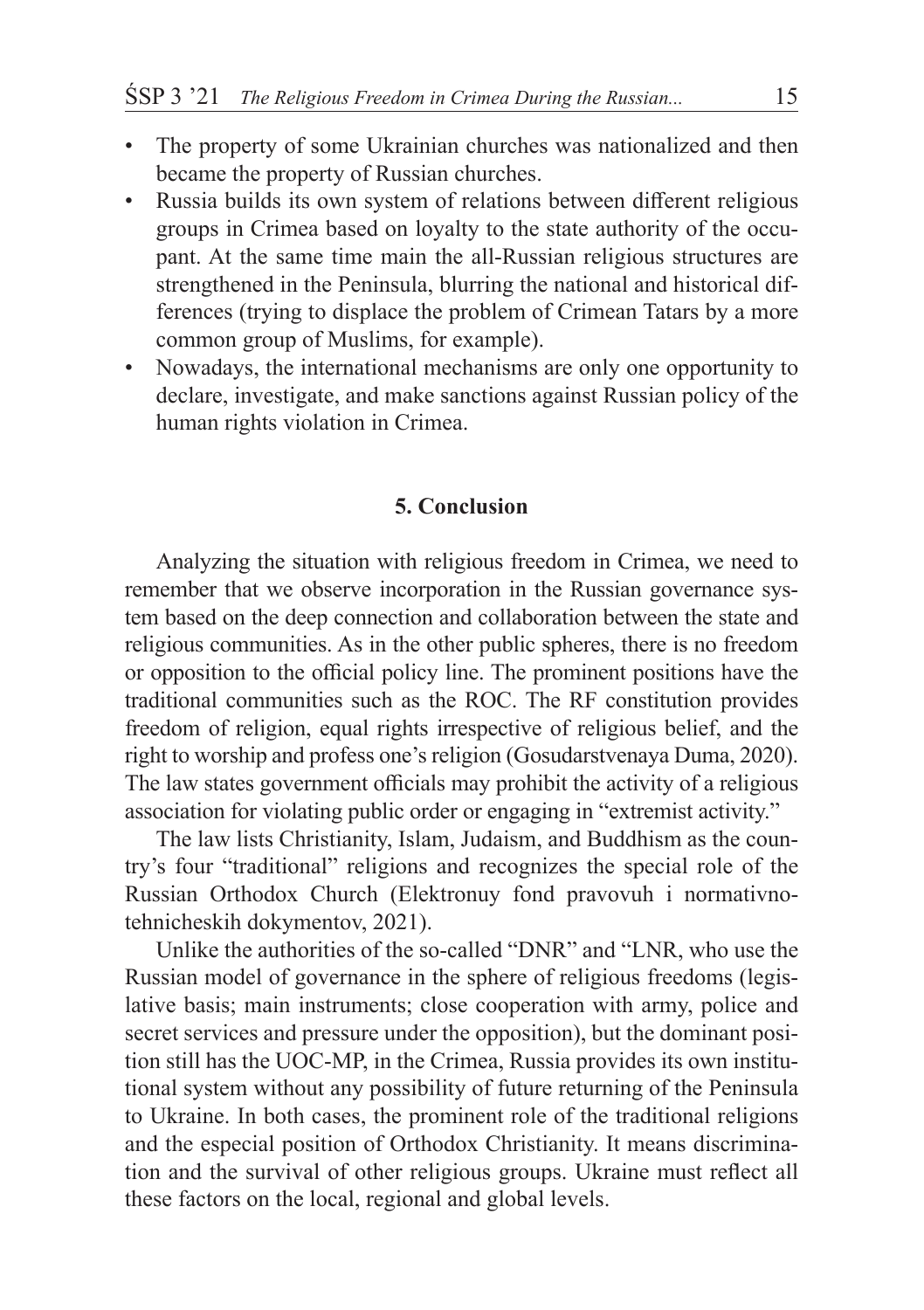- The property of some Ukrainian churches was nationalized and then became the property of Russian churches.
- Russia builds its own system of relations between different religious groups in Crimea based on loyalty to the state authority of the occupant. At the same time main the all-Russian religious structures are strengthened in the Peninsula, blurring the national and historical differences (trying to displace the problem of Crimean Tatars by a more common group of Muslims, for example).
- Nowadays, the international mechanisms are only one opportunity to declare, investigate, and make sanctions against Russian policy of the human rights violation in Crimea.

## 5. Conclusion

Analyzing the situation with religious freedom in Crimea, we need to remember that we observe incorporation in the Russian governance system based on the deep connection and collaboration between the state and religious communities. As in the other public spheres, there is no freedom or opposition to the official policy line. The prominent positions have the traditional communities such as the ROC. The RF constitution provides freedom of religion, equal rights irrespective of religious belief, and the right to worship and profess one's religion (Gosudarstvenaya Duma, 2020). The law states government officials may prohibit the activity of a religious association for violating public order or engaging in "extremist activity."

The law lists Christianity, Islam, Judaism, and Buddhism as the country's four "traditional" religions and recognizes the special role of the Russian Orthodox Church (Elektronuy fond pravovuh i normativnotehnicheskih dokymentov, 2021).

Unlike the authorities of the so-called "DNR" and "LNR, who use the Russian model of governance in the sphere of religious freedoms (legislative basis; main instruments; close cooperation with army, police and secret services and pressure under the opposition), but the dominant position still has the UOC-MP, in the Crimea, Russia provides its own institutional system without any possibility of future returning of the Peninsula to Ukraine. In both cases, the prominent role of the traditional religions and the especial position of Orthodox Christianity. It means discrimination and the survival of other religious groups. Ukraine must reflect all these factors on the local, regional and global levels.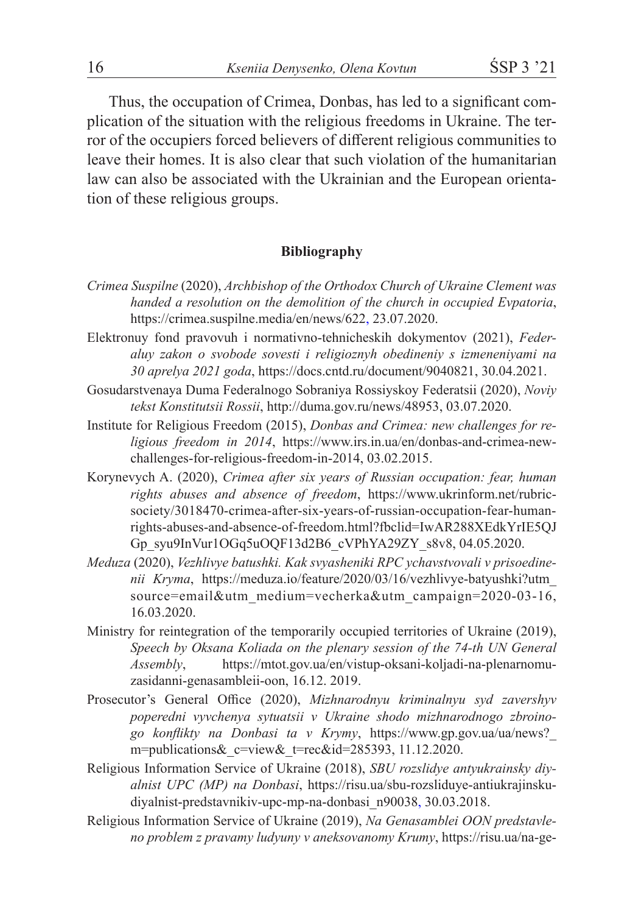Thus, the occupation of Crimea, Donbas, has led to a significant complication of the situation with the religious freedoms in Ukraine. The terror of the occupiers forced believers of different religious communities to leave their homes. It is also clear that such violation of the humanitarian law can also be associated with the Ukrainian and the European orientation of these religious groups.

## Bibliography

*Crimea Suspilne* (2020), *Archbishop of the Orthodox Church of Ukraine Clement was handed a resolution on the demolition of the church in occupied Evpatoria*, https://crimea.suspilne.media/en/news/622, 23.07.2020.

Elektronuy fond pravovuh i normativno-tehnicheskih dokymentov (2021), *Federaluy zakon o svobode sovesti i religioznyh obedineniy s izmeneniyami na 30 aprelya 2021 goda*, https://docs.cntd.ru/document/9040821, 30.04.2021.

Gosudarstvenaya Duma Federalnogo Sobraniya Rossiyskoy Federatsii (2020), *Noviy tekst Konstitutsii Rossii*, http://duma.gov.ru/news/48953, 03.07.2020.

Institute for Religious Freedom (2015), *Donbas and Crimea: new challenges for religious freedom in 2014*, https://www.irs.in.ua/en/donbas-and-crimea-new-challenges-for-religious-freedom-in-2014, 03.02.2015.

Korynevych A. (2020), *Crimea after six years of Russian occupation: fear, human rights abuses and absence of freedom*, https://www.ukrinform.net/rubric-society/3018470-crimea-after-six-years-of-russian-occupation-fear-human-rights-abuses-and-absence-of-freedom.html?fbclid=IwAR288XEdkYrIE5QJGp_syu9InVur1OGq5uOQF13d2B6_cVPhYA29ZY_s8v8, 04.05.2020.

*Meduza* (2020), *Vezhlivye batushki. Kak svyasheniki RPC ychavstvovali v prisoedinenii Kryma*, https://meduza.io/feature/2020/03/16/vezhlivye-batyushki?utm_source=email&utm_medium=vecherka&utm_campaign=2020-03-16, 16.03.2020.

Ministry for reintegration of the temporarily occupied territories of Ukraine (2019), *Speech by Oksana Koliada on the plenary session of the 74-th UN General Assembly*, https://mtot.gov.ua/en/vistup-oksani-koljadi-na-plenarnomu-zasidanni-genasambleii-oon, 16.12. 2019.

Prosecutor's General Office (2020), *Mizhnarodnyu kriminalnyu syd zavershyv poperedni vyvchenya sytuatsii v Ukraine shodo mizhnarodnogo zbroinogo konflikty na Donbasi ta v Krymy*, https://www.gp.gov.ua/ua/news?_m=publications&_c=view&_t=rec&id=285393, 11.12.2020.

Religious Information Service of Ukraine (2018), *SBU rozslidye antyukrainsky diyalnist UPC (MP) na Donbasi*, https://risu.ua/sbu-rozsliduye-antiukrajinsku-diyalnist-predstavnikiv-upc-mp-na-donbasi_n90038, 30.03.2018.

Religious Information Service of Ukraine (2019), *Na Genasamblei OON predstavleno problem z pravamy ludyuny v aneksovanomy Krumy*, https://risu.ua/na-ge-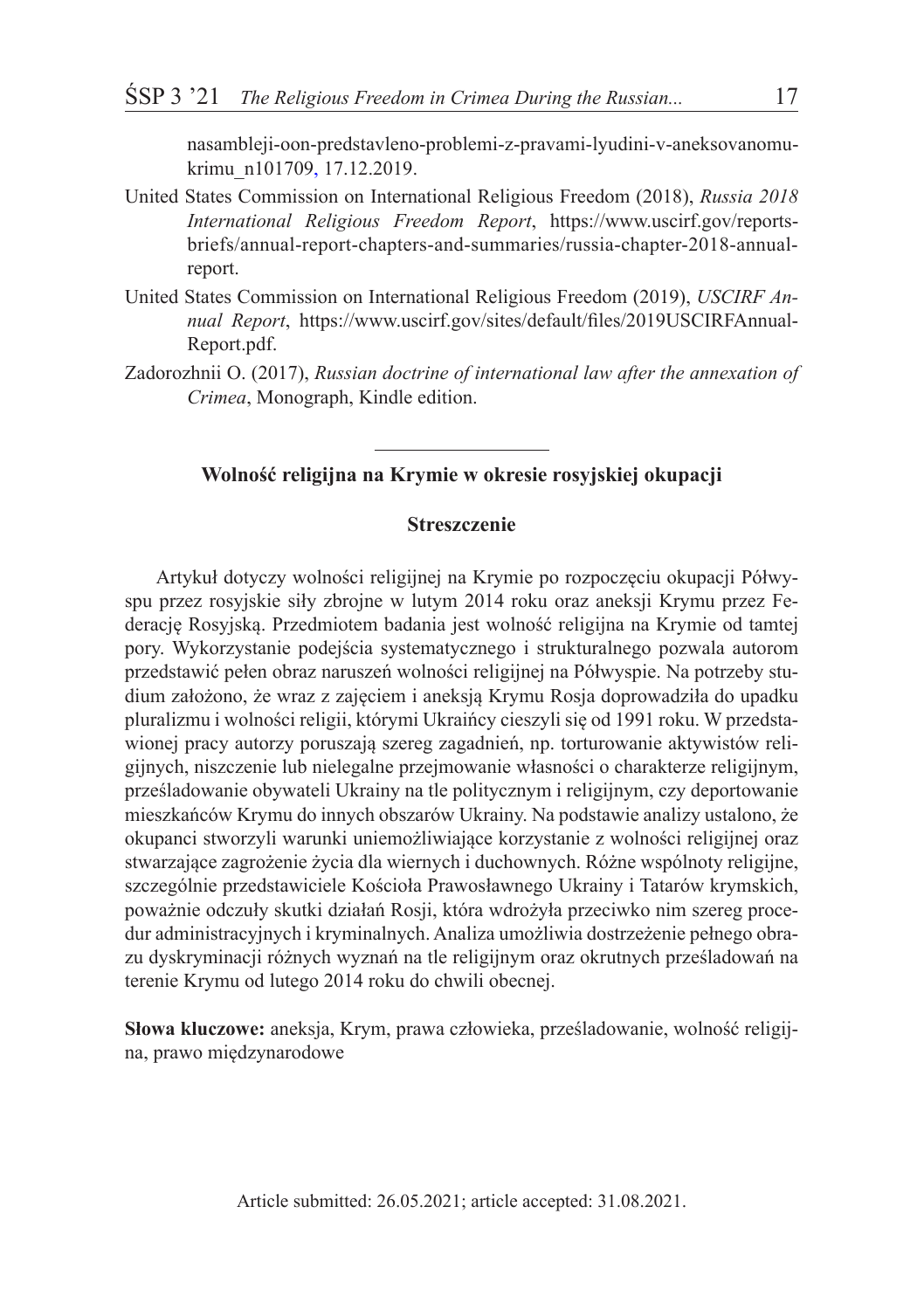nasambleji-oon-predstavleno-problemi-z-pravami-lyudini-v-aneksovanomu-krimu_n101709, 17.12.2019.

United States Commission on International Religious Freedom (2018), *Russia 2018 International Religious Freedom Report*, https://www.uscirf.gov/reports-briefs/annual-report-chapters-and-summaries/russia-chapter-2018-annual-report.

United States Commission on International Religious Freedom (2019), *USCIRF Annual Report*, https://www.uscirf.gov/sites/default/files/2019USCIRFAnnual-Report.pdf.

Zadorozhnii O. (2017), *Russian doctrine of international law after the annexation of Crimea*, Monograph, Kindle edition.

---

## Wolność religijna na Krymie w okresie rosyjskiej okupacji

### Streszczenie

Artykuł dotyczy wolności religijnej na Krymie po rozpoczęciu okupacji Półwyspu przez rosyjskie siły zbrojne w lutym 2014 roku oraz aneksji Krymu przez Federację Rosyjską. Przedmiotem badania jest wolność religijna na Krymie od tamtej pory. Wykorzystanie podejścia systematycznego i strukturalnego pozwala autorom przedstawić pełen obraz naruszeń wolności religijnej na Półwyspie. Na potrzeby studium założono, że wraz z zajęciem i aneksją Krymu Rosja doprowadziła do upadku pluralizmu i wolności religii, którymi Ukraińcy cieszyli się od 1991 roku. W przedstawionej pracy autorzy poruszają szereg zagadnień, np. torturowanie aktywistów religijnych, niszczenie lub nielegalne przejmowanie własności o charakterze religijnym, prześladowanie obywateli Ukrainy na tle politycznym i religijnym, czy deportowanie mieszkańców Krymu do innych obszarów Ukrainy. Na podstawie analizy ustalono, że okupanci stworzyli warunki uniemożliwiające korzystanie z wolności religijnej oraz stwarzające zagrożenie życia dla wiernych i duchownych. Różne wspólnoty religijne, szczególnie przedstawiciele Kościoła Prawosławnego Ukrainy i Tatarów krymskich, poważnie odczuły skutki działań Rosji, która wdrożyła przeciwko nim szereg procedur administracyjnych i kryminalnych. Analiza umożliwia dostrzeżenie pełnego obrazu dyskryminacji różnych wyznań na tle religijnym oraz okrutnych prześladowań na terenie Krymu od lutego 2014 roku do chwili obecnej.

**Słowa kluczowe:** aneksja, Krym, prawa człowieka, prześladowanie, wolność religijna, prawo międzynarodowe

Article submitted: 26.05.2021; article accepted: 31.08.2021.